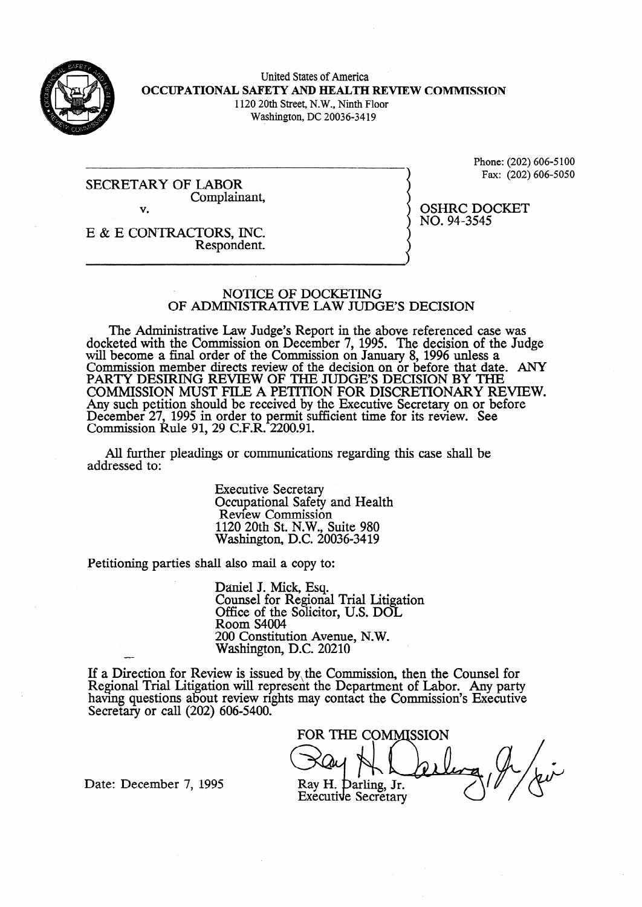United States of America
**OCCUPATIONAL SAFETY AND HEALTH REVIEW COMMISSION**
1120 20th Street, N.W., Ninth Floor
Washington, DC 20036-3419

Phone: (202) 606-5100
Fax: (202) 606-5050

SECRETARY OF LABOR
Complainant,

v.

E & E CONTRACTORS, INC.
Respondent.

OSHRC DOCKET
NO. 94-3545

## NOTICE OF DOCKETING OF ADMINISTRATIVE LAW JUDGE'S DECISION

The Administrative Law Judge's Report in the above referenced case was docketed with the Commission on December 7, 1995. The decision of the Judge will become a final order of the Commission on January 8, 1996 unless a Commission member directs review of the decision on or before that date. ANY PARTY DESIRING REVIEW OF THE JUDGE'S DECISION BY THE COMMISSION MUST FILE A PETITION FOR DISCRETIONARY REVIEW. Any such petition should be received by the Executive Secretary on or before December 27, 1995 in order to permit sufficient time for its review. See Commission Rule 91, 29 C.F.R. 2200.91.

All further pleadings or communications regarding this case shall be addressed to:

Executive Secretary
Occupational Safety and Health
Review Commission
1120 20th St. N.W., Suite 980
Washington, D.C. 20036-3419

Petitioning parties shall also mail a copy to:

Daniel J. Mick, Esq.
Counsel for Regional Trial Litigation
Office of the Solicitor, U.S. DOL
Room S4004
200 Constitution Avenue, N.W.
Washington, D.C. 20210

If a Direction for Review is issued by the Commission, then the Counsel for Regional Trial Litigation will represent the Department of Labor. Any party having questions about review rights may contact the Commission's Executive Secretary or call (202) 606-5400.

FOR THE COMMISSION

Ray H. Darling, Jr.
Executive Secretary

Date: December 7, 1995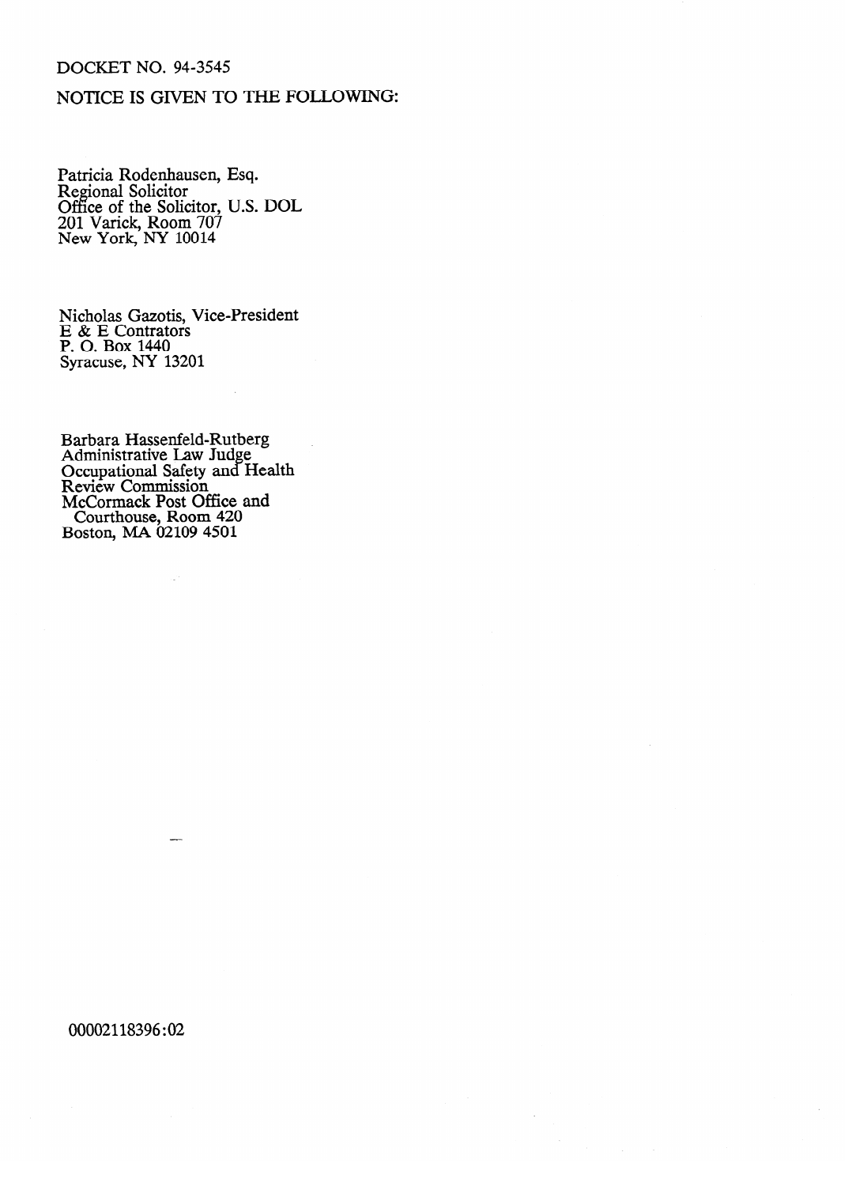DOCKET NO. 94-3545

NOTICE IS GIVEN TO THE FOLLOWING:

Patricia Rodenhausen, Esq.
Regional Solicitor
Office of the Solicitor, U.S. DOL
201 Varick, Room 707
New York, NY 10014

Nicholas Gazotis, Vice-President
E & E Contrators
P. O. Box 1440
Syracuse, NY 13201

Barbara Hassenfeld-Rutberg
Administrative Law Judge
Occupational Safety and Health
Review Commission
McCormack Post Office and
Courthouse, Room 420
Boston, MA 02109 4501

00002118396:02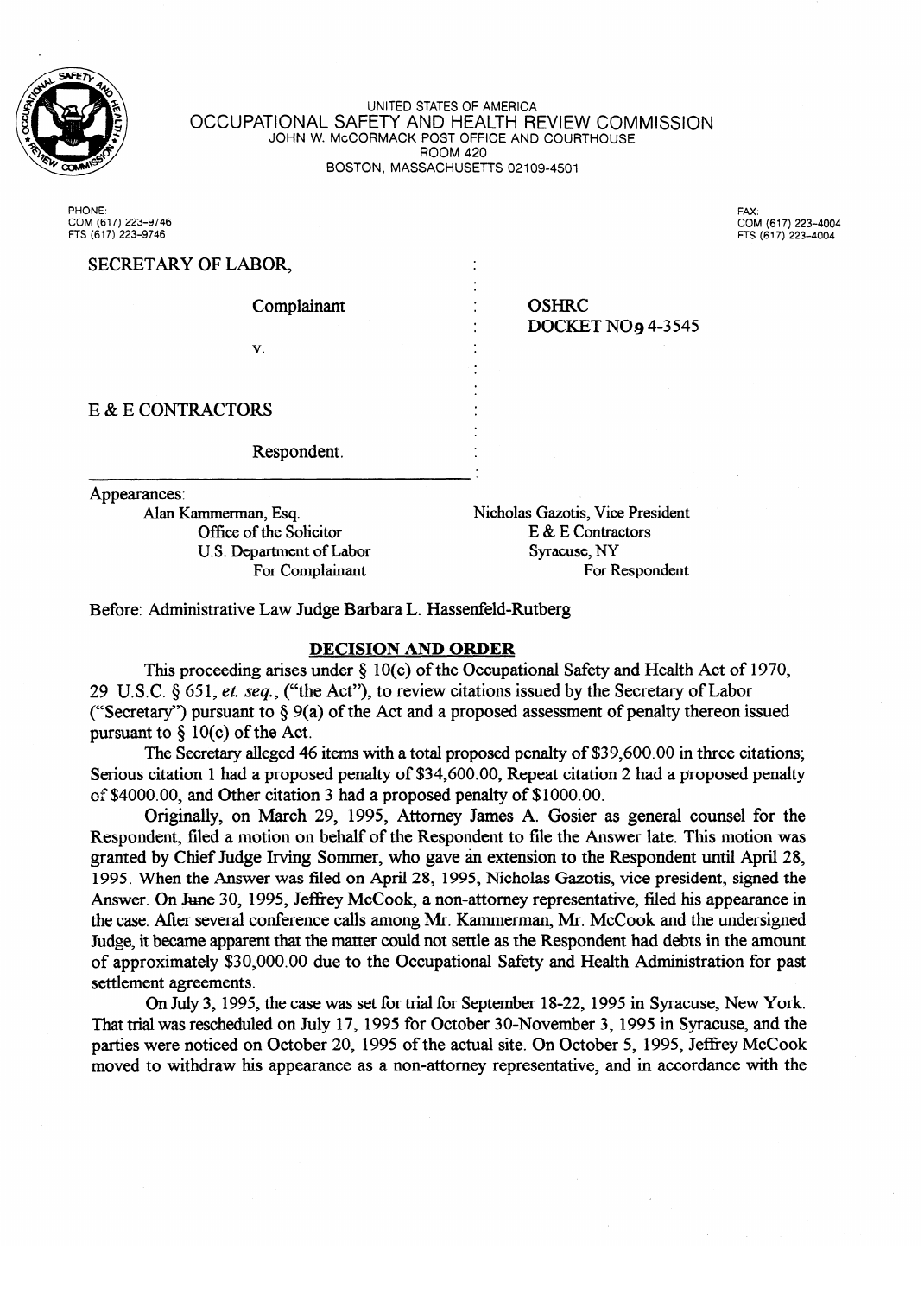UNITED STATES OF AMERICA
OCCUPATIONAL SAFETY AND HEALTH REVIEW COMMISSION
JOHN W. McCORMACK POST OFFICE AND COURTHOUSE
ROOM 420
BOSTON, MASSACHUSETTS 02109-4501

PHONE:
COM (617) 223-9746
FTS (617) 223-9746

FAX:
COM (617) 223-4004
FTS (617) 223-4004

| | |
|---|---|
| SECRETARY OF LABOR, | |
| Complainant | OSHRC DOCKET NO 94-3545 |
| v. | |
| E & E CONTRACTORS | |
| Respondent. | |

Appearances:

| | |
|---|---|
| Alan Kammerman, Esq. | Nicholas Gazotis, Vice President |
| Office of the Solicitor | E & E Contractors |
| U.S. Department of Labor | Syracuse, NY |
| For Complainant | For Respondent |

Before: Administrative Law Judge Barbara L. Hassenfeld-Rutberg

## DECISION AND ORDER

This proceeding arises under § 10(c) of the Occupational Safety and Health Act of 1970, 29 U.S.C. § 651, *et. seq.*, ("the Act"), to review citations issued by the Secretary of Labor ("Secretary") pursuant to § 9(a) of the Act and a proposed assessment of penalty thereon issued pursuant to § 10(c) of the Act.

The Secretary alleged 46 items with a total proposed penalty of $39,600.00 in three citations; Serious citation 1 had a proposed penalty of $34,600.00, Repeat citation 2 had a proposed penalty of $4000.00, and Other citation 3 had a proposed penalty of $1000.00.

Originally, on March 29, 1995, Attorney James A. Gosier as general counsel for the Respondent, filed a motion on behalf of the Respondent to file the Answer late. This motion was granted by Chief Judge Irving Sommer, who gave an extension to the Respondent until April 28, 1995. When the Answer was filed on April 28, 1995, Nicholas Gazotis, vice president, signed the Answer. On June 30, 1995, Jeffrey McCook, a non-attorney representative, filed his appearance in the case. After several conference calls among Mr. Kammerman, Mr. McCook and the undersigned Judge, it became apparent that the matter could not settle as the Respondent had debts in the amount of approximately $30,000.00 due to the Occupational Safety and Health Administration for past settlement agreements.

On July 3, 1995, the case was set for trial for September 18-22, 1995 in Syracuse, New York. That trial was rescheduled on July 17, 1995 for October 30-November 3, 1995 in Syracuse, and the parties were noticed on October 20, 1995 of the actual site. On October 5, 1995, Jeffrey McCook moved to withdraw his appearance as a non-attorney representative, and in accordance with the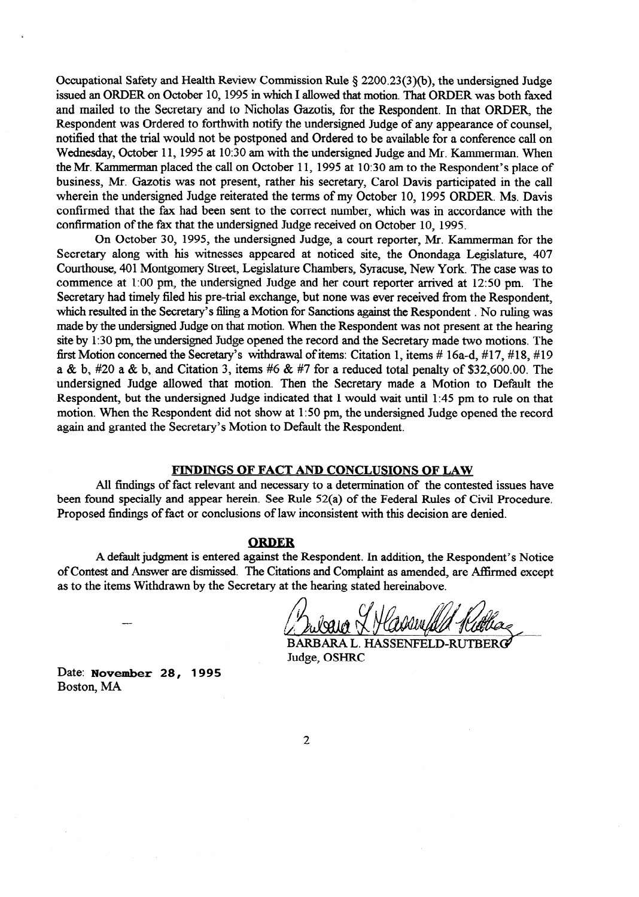Occupational Safety and Health Review Commission Rule § 2200.23(3)(b), the undersigned Judge issued an ORDER on October 10, 1995 in which I allowed that motion. That ORDER was both faxed and mailed to the Secretary and to Nicholas Gazotis, for the Respondent. In that ORDER, the Respondent was Ordered to forthwith notify the undersigned Judge of any appearance of counsel, notified that the trial would not be postponed and Ordered to be available for a conference call on Wednesday, October 11, 1995 at 10:30 am with the undersigned Judge and Mr. Kammerman. When the Mr. Kammerman placed the call on October 11, 1995 at 10:30 am to the Respondent's place of business, Mr. Gazotis was not present, rather his secretary, Carol Davis participated in the call wherein the undersigned Judge reiterated the terms of my October 10, 1995 ORDER. Ms. Davis confirmed that the fax had been sent to the correct number, which was in accordance with the confirmation of the fax that the undersigned Judge received on October 10, 1995.

On October 30, 1995, the undersigned Judge, a court reporter, Mr. Kammerman for the Secretary along with his witnesses appeared at noticed site, the Onondaga Legislature, 407 Courthouse, 401 Montgomery Street, Legislature Chambers, Syracuse, New York. The case was to commence at 1:00 pm, the undersigned Judge and her court reporter arrived at 12:50 pm. The Secretary had timely filed his pre-trial exchange, but none was ever received from the Respondent, which resulted in the Secretary's filing a Motion for Sanctions against the Respondent. No ruling was made by the undersigned Judge on that motion. When the Respondent was not present at the hearing site by 1:30 pm, the undersigned Judge opened the record and the Secretary made two motions. The first Motion concerned the Secretary's withdrawal of items: Citation 1, items # 16a-d, #17, #18, #19 a & b, #20 a & b, and Citation 3, items #6 & #7 for a reduced total penalty of $32,600.00. The undersigned Judge allowed that motion. Then the Secretary made a Motion to Default the Respondent, but the undersigned Judge indicated that I would wait until 1:45 pm to rule on that motion. When the Respondent did not show at 1:50 pm, the undersigned Judge opened the record again and granted the Secretary's Motion to Default the Respondent.

## FINDINGS OF FACT AND CONCLUSIONS OF LAW

All findings of fact relevant and necessary to a determination of the contested issues have been found specially and appear herein. See Rule 52(a) of the Federal Rules of Civil Procedure. Proposed findings of fact or conclusions of law inconsistent with this decision are denied.

## ORDER

A default judgment is entered against the Respondent. In addition, the Respondent's Notice of Contest and Answer are dismissed. The Citations and Complaint as amended, are Affirmed except as to the items Withdrawn by the Secretary at the hearing stated hereinabove.

BARBARA L. HASSENFELD-RUTBERG
Judge, OSHRC

Date: **November 28, 1995**
Boston, MA